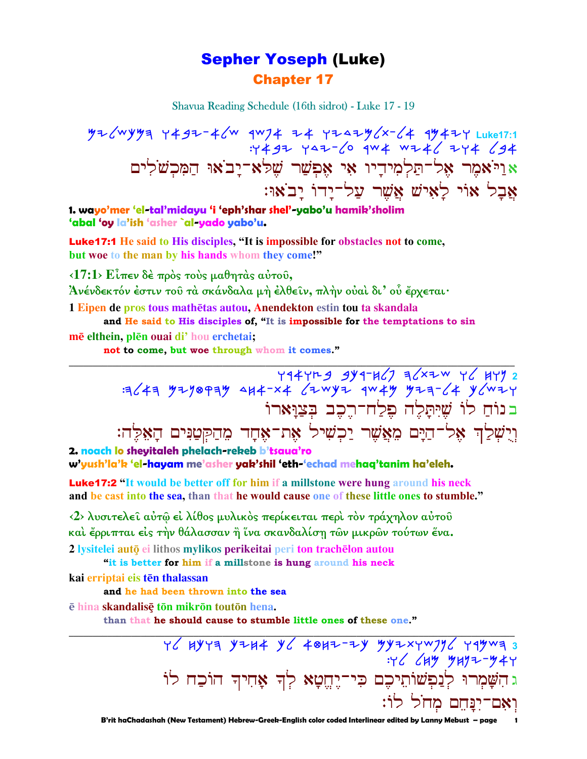# Sepher Yoseph (Luke)

## Chapter 17

Shavua Reading Schedule (16th sidrot) - Luke 17 - 19

Luke17:1

אוַיֹּאמֶר אֶל־תַּלְמִידָיו אִי אֶפְשַׁר שֶׁלֹּא־יָבֹאוּ הַמִּכְשֹׁלִים
אֲבָל אוֹי לָאִישׁ אֲשֶׁר עַל־יָדוֹ יָבֹאוּ׃

**1. wayo'mer 'el-tal'midayu 'i 'eph'shar shel'-yabo'u hamik'sholim**
**'abal 'oy la'ish 'asher `al-yado yabo'u.**

**Luke17:1 He said to His disciples, "It is impossible for obstacles not to come, but woe to the man by his hands whom they come!"**

**‹17:1› Εἶπεν δὲ πρὸς τοὺς μαθητὰς αὐτοῦ,**
**Ἀνένδεκτόν ἐστιν τοῦ τὰ σκάνδαλα μὴ ἐλθεῖν, πλὴν οὐαὶ δι' οὗ ἔρχεται·**

**1 Eipen de pros tous mathētas autou, Anendekton estin tou ta skandala**
**and He said to His disciples of, "It is impossible for the temptations to sin**
**mē elthein, plēn ouai di' hou erchetai;**
**not to come, but woe through whom it comes."**

---

2

בנוֹחַ לוֹ שֶׁיִּתָּלֶה פֶּלַח־רֶכֶב בְּצַוָּארוֹ
וְיֻשְׁלַךְ אֶל־הַיָּם מֵאֲשֶׁר יַכְשִׁיל אֶת־אֶחָד מֵהַקְּטַנִּים הָאֵלֶּה׃

**2. noach lo sheyitaleh phelach-rekeb b'tsaua'ro**
**w'yush'la'k 'el-hayam me'asher yak'shil 'eth-'echad mehaq'tanim ha'eleh.**

**Luke17:2 "It would be better off for him if a millstone were hung around his neck and be cast into the sea, than that he would cause one of these little ones to stumble."**

**‹2› λυσιτελεῖ αὐτῷ εἰ λίθος μυλικὸς περίκειται περὶ τὸν τράχηλον αὐτοῦ καὶ ἔρριπται εἰς τὴν θάλασσαν ἢ ἵνα σκανδαλίσῃ τῶν μικρῶν τούτων ἕνα.**

**2 lysitelei autō ei lithos mylikos perikeitai peri ton trachēlon autou**
**"it is better for him if a millstone is hung around his neck**
**kai erriptai eis tēn thalassan**
**and he had been thrown into the sea**
**ē hina skandalisē tōn mikrōn toutōn hena.**
**than that he should cause to stumble little ones of these one."**

---

3

גהִשָּׁמְרוּ לְנַפְשׁוֹתֵיכֶם כִּי־יֶחֱטָא לְךָ אָחִיךָ הוֹכַח לוֹ
וְאִם־יִנָּחֵם מְחֹל לוֹ׃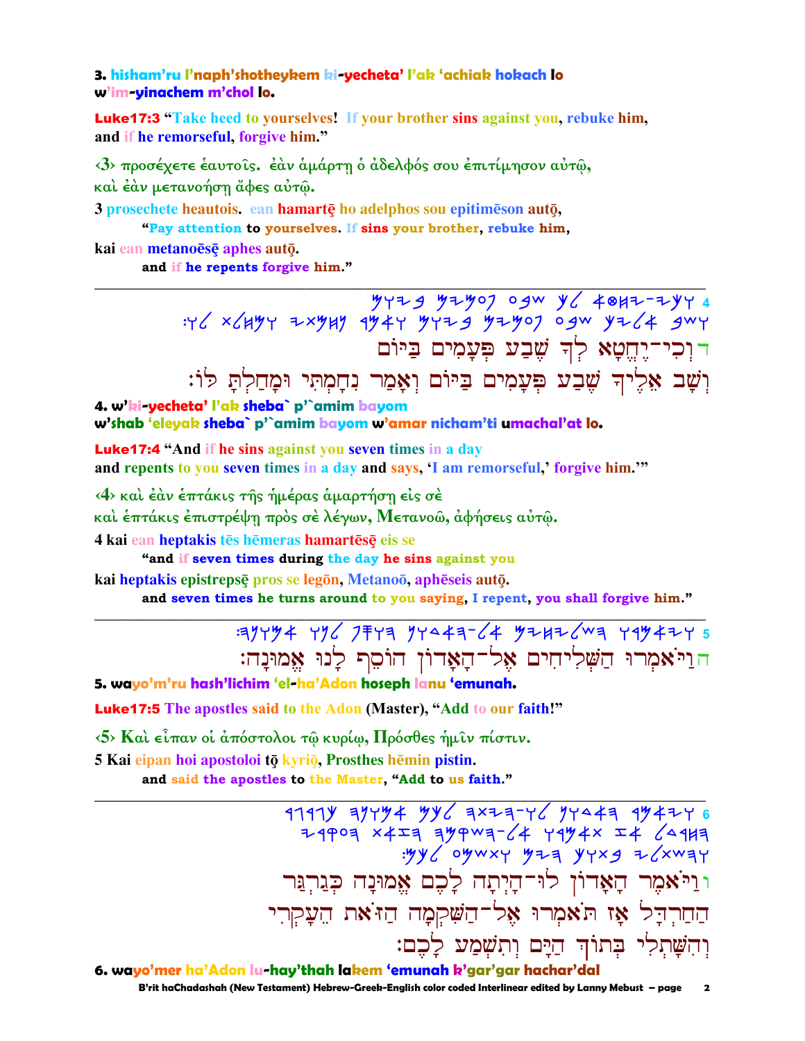**3. hisham'ru l'naph'shotheykem ki-yecheta' l'ak 'achiak hokach lo w'im-yinachem m'chol lo.**

**Luke17:3** "Take heed to yourselves! If your brother sins against you, rebuke him, and if he remorseful, forgive him."

‹3› προσέχετε ἑαυτοῖς. ἐὰν ἁμάρτῃ ὁ ἀδελφός σου ἐπιτίμησον αὐτῷ, καὶ ἐὰν μετανοήσῃ ἄφες αὐτῷ.

3 prosechete heautois. ean hamartē ho adelphos sou epitimēson autō, kai ean metanoēsē aphes autō.

**"Pay attention to yourselves. If sins your brother, rebuke him, and if he repents forgive him."**

---

4 ‎𐤅𐤊𐤉-𐤉𐤇𐤈𐤀 𐤋𐤊 𐤔𐤁𐤏 𐤐𐤏𐤌𐤉𐤌 𐤁𐤉𐤅𐤌 𐤅𐤔𐤁 𐤀𐤋𐤉𐤊 𐤔𐤁𐤏 𐤐𐤏𐤌𐤉𐤌 𐤁𐤉𐤅𐤌 𐤅𐤀𐤌𐤓 𐤍𐤇𐤌𐤕𐤉 𐤅𐤌𐤇𐤋𐤕 𐤋𐤅:

ד וְכִי־יֶחֱטָא לְךָ שֶׁבַע פְּעָמִים בַּיּוֹם
וְשָׁב אֵלֶיךָ שֶׁבַע פְּעָמִים בַּיּוֹם וְאָמַר נִחַמְתִּי וּמָחַלְתָּ לוֹ׃

**4. w'ki-yecheta' l'ak sheba` p'`amim bayom w'shab 'eleyak sheba` p'`amim bayom w'amar nicham'ti umachal'at lo.**

**Luke17:4** "And if he sins against you seven times in a day and repents to you seven times in a day and says, 'I am remorseful,' forgive him.'"

‹4› καὶ ἐὰν ἑπτάκις τῆς ἡμέρας ἁμαρτήσῃ εἰς σὲ καὶ ἑπτάκις ἐπιστρέψῃ πρὸς σὲ λέγων, Μετανοῶ, ἀφήσεις αὐτῷ.

4 kai ean heptakis tēs hēmeras hamartēsē eis se kai heptakis epistrepsē pros se legōn, Metanoō, aphēseis autō.

**"and if seven times during the day he sins against you and seven times he turns around to you saying, I repent, you shall forgive him."**

---

5 ‎𐤅𐤉𐤀𐤌𐤓𐤅 𐤄𐤔𐤋𐤉𐤇𐤉𐤌 𐤀𐤋-𐤄𐤀𐤃𐤅𐤍 𐤄𐤅𐤎𐤐 𐤋𐤍𐤅 𐤀𐤌𐤅𐤍𐤄:

ה וַיֹּאמְרוּ הַשְּׁלִיחִים אֶל־הָאָדוֹן הוֹסֵף לָנוּ אֱמוּנָה׃

**5. wayo'm'ru hash'lichim 'el-ha'Adon hoseph lanu 'emunah.**

**Luke17:5** The apostles said to the Adon (Master), "Add to our faith!"

‹5› Καὶ εἶπαν οἱ ἀπόστολοι τῷ κυρίῳ, Πρόσθες ἡμῖν πίστιν.

5 Kai eipan hoi apostoloi tō kyriō, Prosthes hēmin pistin.

**and said the apostles to the Master, "Add to us faith."**

---

6 ‎𐤅𐤉𐤀𐤌𐤓 𐤄𐤀𐤃𐤅𐤍 𐤋𐤅-𐤄𐤉𐤕𐤄 𐤋𐤊𐤌 𐤀𐤌𐤅𐤍𐤄 𐤊𐤂𐤓𐤂𐤓 𐤄𐤇𐤓𐤃𐤋 𐤀𐤆 𐤕𐤀𐤌𐤓𐤅 𐤀𐤋-𐤄𐤔𐤒𐤌𐤄 𐤄𐤆𐤀𐤕 𐤄𐤏𐤒𐤓𐤉 𐤅𐤄𐤔𐤕𐤋𐤉 𐤁𐤕𐤅𐤊 𐤄𐤉𐤌 𐤅𐤕𐤔𐤌𐤏 𐤋𐤊𐤌:

ו וַיֹּאמֶר הָאָדוֹן לוּ־הָיְתָה לָכֶם אֱמוּנָה כְּגַרְגַּר
הַחַרְדָּל אָז תֹּאמְרוּ אֶל־הַשִּׁקְמָה הַזֹּאת הֵעָקְרִי
וְהִשָּׁתְלִי בְּתוֹךְ הַיָּם וְתִשְׁמַע לָכֶם׃

**6. wayo'mer ha'Adon lu-hay'thah lakem 'emunah k'gar'gar hachar'dal**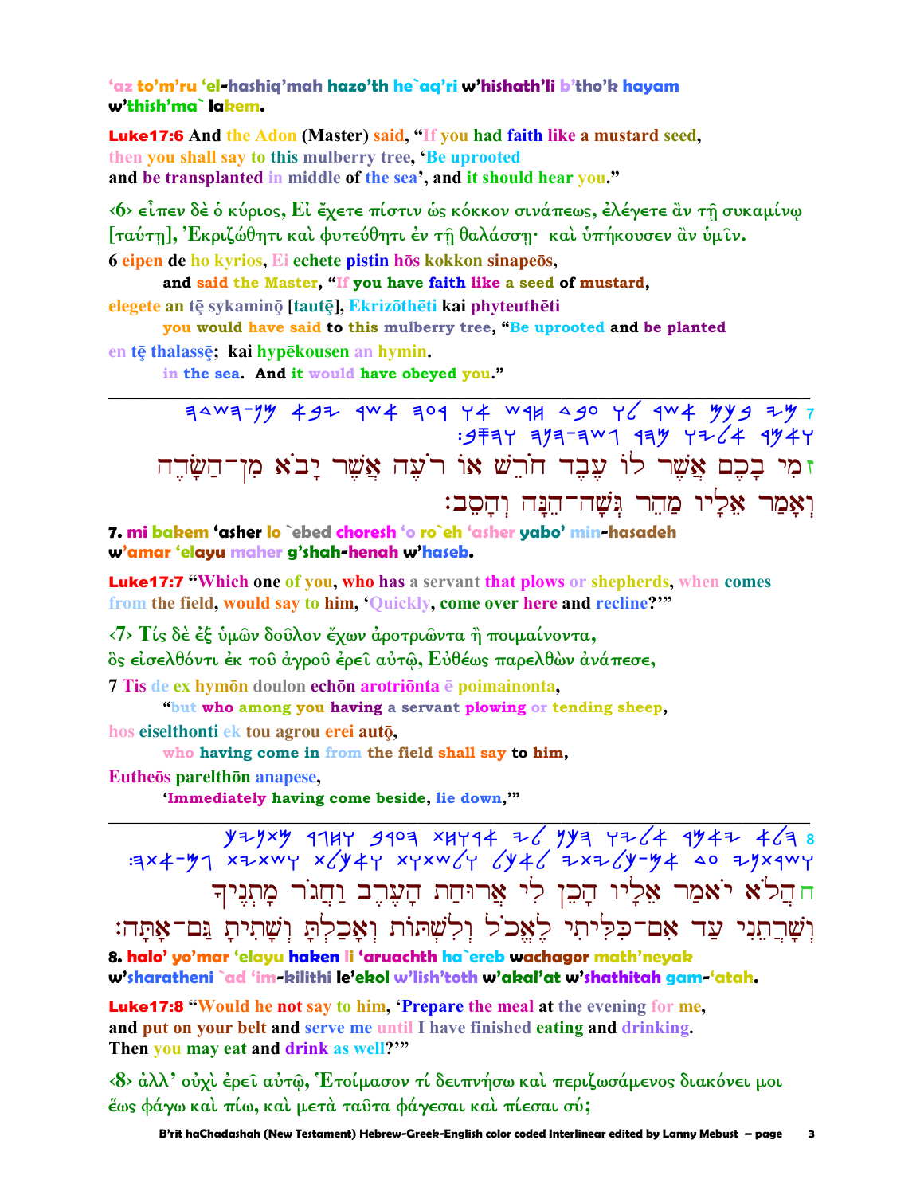'az to'm'ru 'el-hashiq'mah hazo'th he`aq'ri w'hishath'li b'tho'k hayam w'thish'ma` lakem.

**Luke17:6** And the Adon (Master) said, "If you had faith like a mustard seed, then you shall say to this mulberry tree, 'Be uprooted and be transplanted in middle of the sea', and it should hear you."

‹6› εἶπεν δὲ ὁ κύριος, Εἰ ἔχετε πίστιν ὡς κόκκον σινάπεως, ἐλέγετε ἂν τῇ συκαμίνῳ [ταύτῃ], Ἐκριζώθητι καὶ φυτεύθητι ἐν τῇ θαλάσσῃ· καὶ ὑπήκουσεν ἂν ὑμῖν.

6 eipen de ho kyrios, Ei echete pistin hōs kokkon sinapeōs,
and said the Master, "If you have faith like a seed of mustard,
elegete an tē sykaminō [tautē], Ekrizōthēti kai phyteuthēti
you would have said to this mulberry tree, "Be uprooted and be planted
en tē thalassē; kai hypēkousen an hymin.
in the sea. And it would have obeyed you."

---

ז מִי בָכֶם אֲשֶׁר לוֹ עֶבֶד חֹרֵשׁ אוֹ רֹעֶה אֲשֶׁר יָבֹא מִן־הַשָּׂדֶה וְאָמַר אֵלָיו מַהֵר גְּשָׁה־הֵנָּה וְהָסֵב׃

7. mi bakem 'asher lo `ebed choresh 'o ro`eh 'asher yabo' min-hasadeh w'amar 'elayu maher g'shah-henah w'haseb.

**Luke17:7** "Which one of you, who has a servant that plows or shepherds, when comes from the field, would say to him, 'Quickly, come over here and recline?'"

‹7› Τίς δὲ ἐξ ὑμῶν δοῦλον ἔχων ἀροτριῶντα ἢ ποιμαίνοντα, ὃς εἰσελθόντι ἐκ τοῦ ἀγροῦ ἐρεῖ αὐτῷ, Εὐθέως παρελθὼν ἀνάπεσε,

7 Tis de ex hymōn doulon echōn arotriōnta ē poimainonta,
"but who among you having a servant plowing or tending sheep,
hos eiselthonti ek tou agrou erei autō,
who having come in from the field shall say to him,
Eutheōs parelthōn anapese,
'Immediately having come beside, lie down,'"

---

ח הֲלֹא יֹאמַר אֵלָיו הָכֵן לִי אֲרוּחַת הָעֶרֶב וַחֲגֹר מָתְנֶיךָ וְשָׁרְתֵנִי עַד אִם־כִּלִּיתִי לֶאֱכֹל וְלִשְׁתּוֹת וְאָכַלְתָּ וְשָׁתִיתָ גַּם־אָתָּה׃

8. halo' yo'mar 'elayu haken li 'aruachth ha`ereb wachagor math'neyak w'sharatheni `ad 'im-kilithi le'ekol w'lish'toth w'akal'at w'shathitah gam-'atah.

**Luke17:8** "Would he not say to him, 'Prepare the meal at the evening for me, and put on your belt and serve me until I have finished eating and drinking. Then you may eat and drink as well?'"

‹8› ἀλλ' οὐχὶ ἐρεῖ αὐτῷ, Ἑτοίμασον τί δειπνήσω καὶ περιζωσάμενος διακόνει μοι ἕως φάγω καὶ πίω, καὶ μετὰ ταῦτα φάγεσαι καὶ πίεσαι σύ;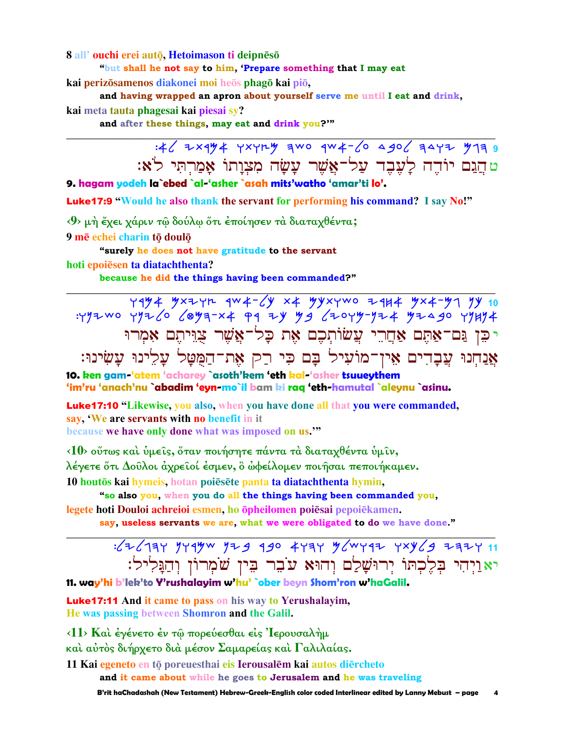8 all' ouchi erei autō, Hetoimason ti deipnēsō

"but shall he not say to him, 'Prepare something that I may eat

kai perizōsamenos diakonei moi heōs phagō kai piō,

and having wrapped an apron about yourself serve me until I eat and drink,

kai meta tauta phagesai kai piesai sy?

and after these things, may eat and drink you?'"

---

9 :אל יתרמא ותוצמ השע רשא-לע דבעל הדוי םגה

ט הֲגַם יוֹדֶה לָעֶבֶד עַל־אֲשֶׁר עָשָׂה מִצְוָתוֹ אָמַרְתִּי לֹא׃

**9. hagam yodeh la`ebed `al-'asher `asah mits'watho 'amar'ti lo'.**

**Luke17:9** "Would he also thank the servant for performing his command? I say No!"

‹9› μὴ ἔχει χάριν τῷ δούλῳ ὅτι ἐποίησεν τὰ διαταχθέντα;

9 mē echei charin tō doulō

"surely he does not have gratitude to the servant

hoti epoiēsen ta diatachthenta?

because he did the things having been commanded?"

---

10 ורמא םתיוצ רשא-לכ תא םכתושע ירחא םתא-םג ןכ
:ונישע ונילע לטמה-תא קר יכ םב ליעומ-ןיא םידבע ונחנא

י כֵּן גַּם־אַתֶּם אַחֲרֵי עֲשׂוֹתְכֶם אֶת כָּל־אֲשֶׁר צֻוֵּיתֶם אִמְרוּ
אֲנַחְנוּ עֲבָדִים אֵין־מוֹעִיל בָּם כִּי רַק אֶת־הַמֻּטָּל עָלֵינוּ עָשִׂינוּ׃

**10. ken gam-'atem 'acharey `asoth'kem 'eth kal-'asher tsuueythem 'im'ru 'anach'nu `abadim 'eyn-mo`il bam ki raq 'eth-hamutal `aleynu `asinu.**

**Luke17:10** "Likewise, you also, when you have done all that you were commanded, say, 'We are servants with no benefit in it because we have only done what was imposed on us.'"

‹10› οὕτως καὶ ὑμεῖς, ὅταν ποιήσητε πάντα τὰ διαταχθέντα ὑμῖν, λέγετε ὅτι Δοῦλοι ἀχρεῖοί ἐσμεν, ὃ ὠφείλομεν ποιῆσαι πεποιήκαμεν.

10 houtōs kai hymeis, hotan poiēsēte panta ta diatachthenta hymin,

"so also you, when you do all the things having been commanded you,

legete hoti Douloi achreioi esmen, ho ōpheilomen poiēsai pepoiēkamen.

say, useless servants we are, what we were obligated to do we have done."

---

11 :ליל‌גהו ןורמש ןיב רבע אוהו םלשורי ותכלב יהיו

יא וַיְהִי בְּלֶכְתּוֹ יְרוּשָׁלַם וְהוּא עֹבֵר בֵּין שֹׁמְרוֹן וְהַגָּלִיל׃

**11. way'hi b'lek'to Y'rushalayim w'hu' `ober beyn Shom'ron w'haGalil.**

**Luke17:11** And it came to pass on his way to Yerushalayim, He was passing between Shomron and the Galil.

‹11› Καὶ ἐγένετο ἐν τῷ πορεύεσθαι εἰς Ἰερουσαλὴμ καὶ αὐτὸς διήρχετο διὰ μέσον Σαμαρείας καὶ Γαλιλαίας.

11 Kai egeneto en tō poreuesthai eis Ierousalēm kai autos diērcheto

and it came about while he goes to Jerusalem and he was traveling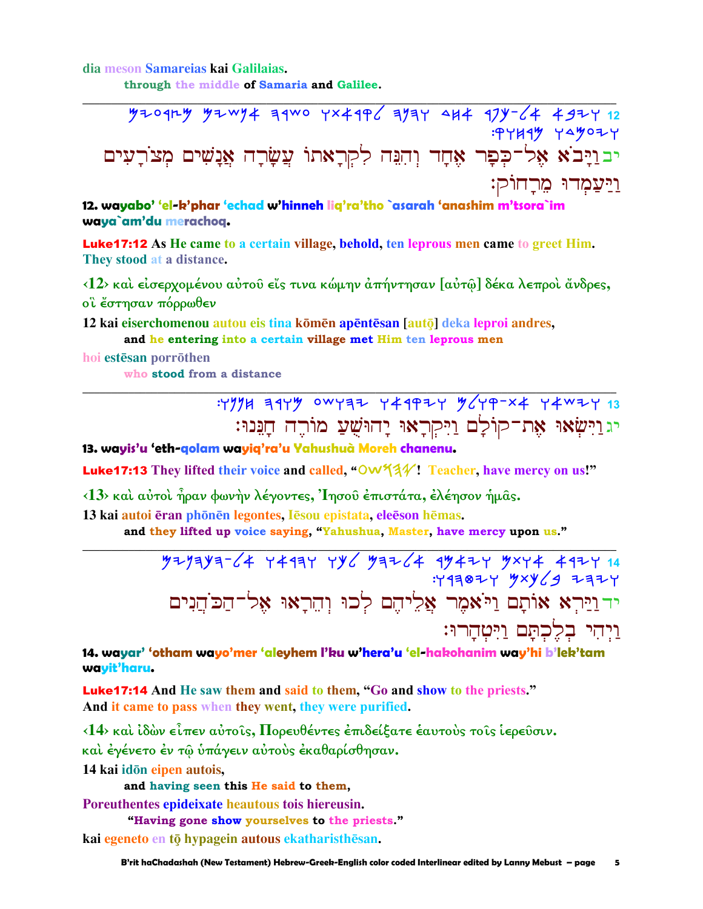dia meson Samareias kai Galilaias.
through the middle of Samaria and Galilee.

---

12 ויבא אל־כפר אחד והנה לקראתו עשרה אנשים מצרעים ויעמדו מרחוק:

יב וַיָּבֹא אֶל־כְּפָר אֶחָד וְהִנֵּה לִקְרָאתוֹ עֲשָׂרָה אֲנָשִׁים מְצֹרָעִים וַיַּעַמְדוּ מֵרָחוֹק:

**12. wayabo' 'el-k'phar 'echad w'hinneh liq'ra'tho `asarah 'anashim m'tsora`im waya`am'du merachoq.**

**Luke17:12** As He came to a certain village, behold, ten leprous men came to greet Him. They stood at a distance.

‹12› καὶ εἰσερχομένου αὐτοῦ εἴς τινα κώμην ἀπήντησαν [αὐτῷ] δέκα λεπροὶ ἄνδρες, οἳ ἔστησαν πόρρωθεν

12 kai eiserchomenou autou eis tina kōmēn apēntēsan [autō] deka leproi andres,
**and he entering into a certain village met Him ten leprous men**

hoi estēsan porrōthen
**who stood from a distance**

---

13 וישאו את־קולם ויקראו יהושע מורה חננו:

יג וַיִּשְׂאוּ אֶת־קוֹלָם וַיִּקְרְאוּ יָהוּשֻׁעַ מוֹרֶה חָנֵּנוּ:

**13. wayis'u 'eth-qolam wayiq'ra'u Yahushuà Moreh chanenu.**

**Luke17:13** They lifted their voice and called, "יהושע! Teacher, have mercy on us!"

‹13› καὶ αὐτοὶ ἦραν φωνὴν λέγοντες, Ἰησοῦ ἐπιστάτα, ἐλέησον ἡμᾶς.

13 kai autoi ēran phōnēn legontes, Iēsou epistata, eleēson hēmas.
**and they lifted up voice saying, "Yahushua, Master, have mercy upon us."**

---

14 וירא אתם ויאמר אליהם לכו והראו אל־הכהנים ויהי בלכתם ויטהרו:

יד וַיַּרְא אוֹתָם וַיֹּאמֶר אֲלֵיהֶם לְכוּ וְהֵרָאוּ אֶל־הַכֹּהֲנִים וַיְהִי בְּלֶכְתָּם וַיִּטְהָרוּ:

**14. wayar' 'otham wayo'mer 'aleyhem l'ku w'hera'u 'el-hakohanim way'hi b'lek'tam wayit'haru.**

**Luke17:14** And He saw them and said to them, "Go and show to the priests." And it came to pass when they went, they were purified.

‹14› καὶ ἰδὼν εἶπεν αὐτοῖς, Πορευθέντες ἐπιδείξατε ἑαυτοὺς τοῖς ἱερεῦσιν. καὶ ἐγένετο ἐν τῷ ὑπάγειν αὐτοὺς ἐκαθαρίσθησαν.

14 kai idōn eipen autois,
**and having seen this He said to them,**

Poreuthentes epideixate heautous tois hiereusin.
**"Having gone show yourselves to the priests."**

kai egeneto en tō hypagein autous ekatharisthēsan.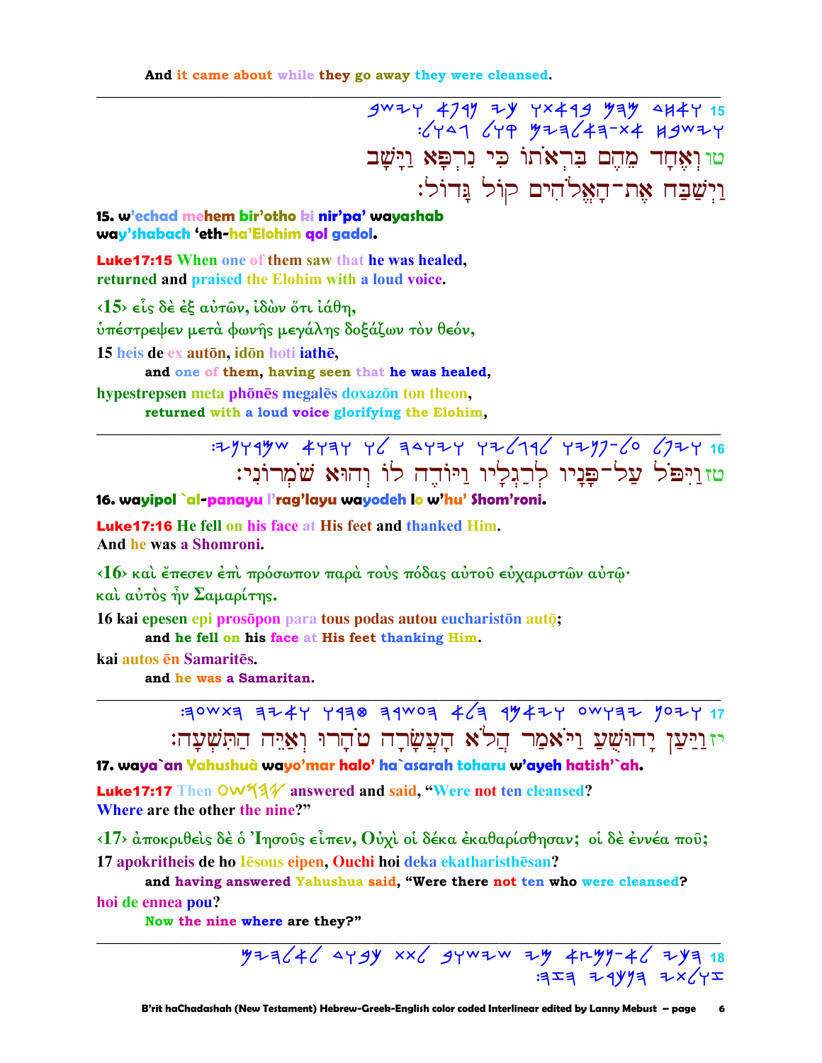And it came about while they go away they were cleansed.

---

טו וְאֶחָד מֵהֶם בִּרְאֹתוֹ כִּי נִרְפָּא וַיָּשָׁב וַיְשַׁבַּח אֶת־הָאֱלֹהִים קוֹל גָּדוֹל׃

**15. w'echad mehem bir'otho ki nir'pa' wayashab way'shabach 'eth-ha'Elohim qol gadol.**

**Luke17:15 When one of them saw that he was healed, returned and praised the Elohim with a loud voice.**

‹15› εἷς δὲ ἐξ αὐτῶν, ἰδὼν ὅτι ἰάθη, ὑπέστρεψεν μετὰ φωνῆς μεγάλης δοξάζων τὸν θεόν,

**15 heis de ex autōn, idōn hoti iathē,**
**and one of them, having seen that he was healed,**

**hypestrepsen meta phōnēs megalēs doxazōn ton theon,**
**returned with a loud voice glorifying the Elohim,**

---

טז וַיִּפֹּל עַל־פָּנָיו לְרַגְלָיו וַיּוֹדֶה לוֹ וְהוּא שֹׁמְרוֹנִי׃

**16. wayipol `al-panayu l'rag'layu wayodeh lo w'hu' Shom'roni.**

**Luke17:16 He fell on his face at His feet and thanked Him. And he was a Shomroni.**

‹16› καὶ ἔπεσεν ἐπὶ πρόσωπον παρὰ τοὺς πόδας αὐτοῦ εὐχαριστῶν αὐτῷ· καὶ αὐτὸς ἦν Σαμαρίτης.

**16 kai epesen epi prosōpon para tous podas autou eucharistōn autō;**
**and he fell on his face at His feet thanking Him.**

**kai autos ēn Samaritēs.**
**and he was a Samaritan.**

---

יז וַיַּעַן יָהוּשֻׁעַ וַיֹּאמַר הֲלֹא הָעֲשָׂרָה טֹהָרוּ וְאַיֵּה הַתִּשְׁעָה׃

**17. waya`an Yahushuà wayo'mar halo' ha`asarah toharu w'ayeh hatish'`ah.**

**Luke17:17 Then 𐤏𐤔𐤅𐤄𐤉 answered and said, "Were not ten cleansed? Where are the other the nine?"**

‹17› ἀποκριθεὶς δὲ ὁ Ἰησοῦς εἶπεν, Οὐχὶ οἱ δέκα ἐκαθαρίσθησαν; οἱ δὲ ἐννέα ποῦ;

**17 apokritheis de ho Iēsous eipen, Ouchi hoi deka ekatharisthēsan?**
**and having answered Yahushua said, "Were there not ten who were cleansed?**

**hoi de ennea pou?**
**Now the nine where are they?"**

---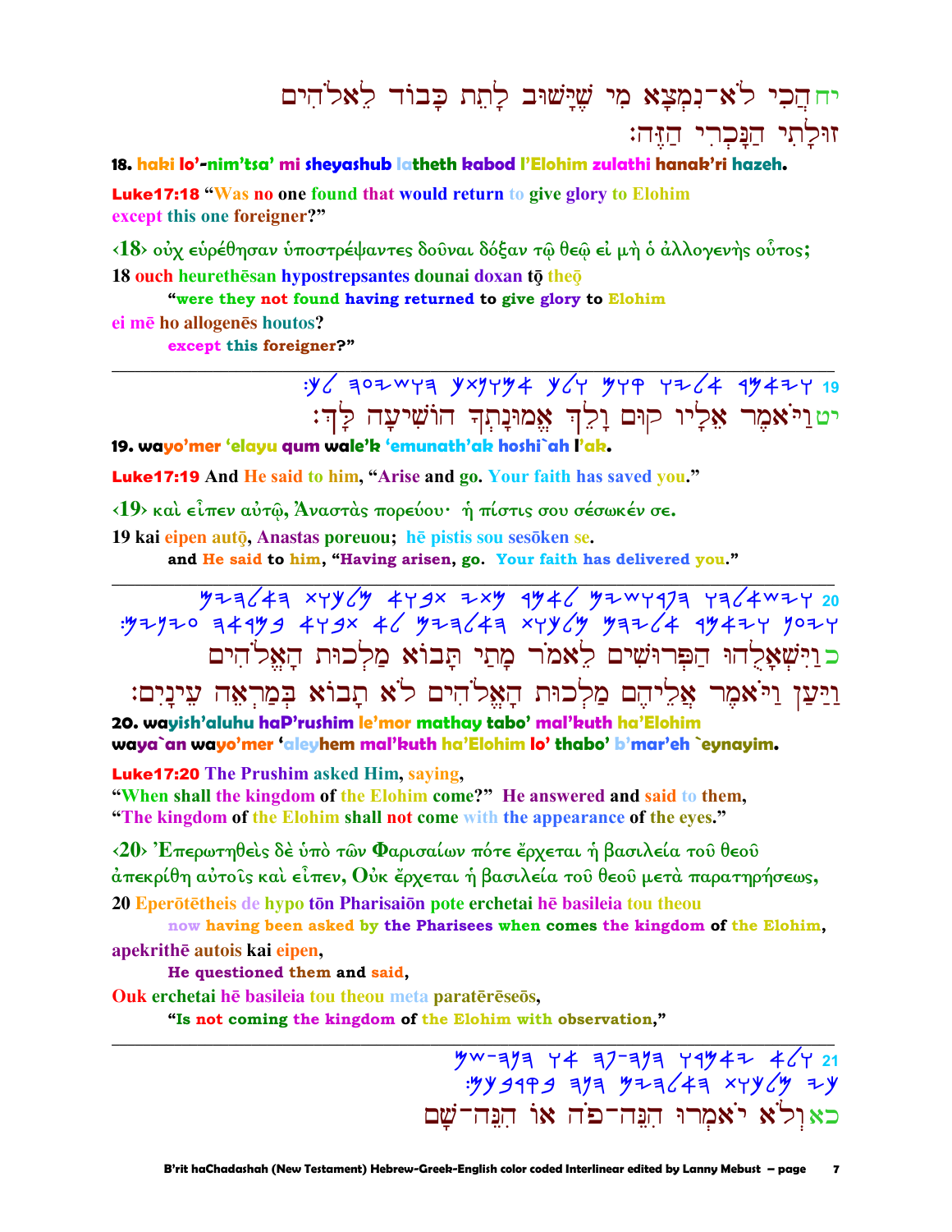יח הֲכִי לֹא־נִמְצָא מִי שֶׁיָּשׁוּב לָתֵת כָּבוֹד לֵאלֹהִים זוּלָתִי הַנָּכְרִי הַזֶּה׃

**18. haki lo'-nim'tsa' mi sheyashub latheth kabod l'Elohim zulathi hanak'ri hazeh.**

**Luke17:18 "Was no one found that would return to give glory to Elohim except this one foreigner?"**

‹18› οὐχ εὑρέθησαν ὑποστρέψαντες δοῦναι δόξαν τῷ θεῷ εἰ μὴ ὁ ἀλλογενὴς οὗτος;

**18 ouch heurethēsan hypostrepsantes dounai doxan tō theō**

**"were they not found having returned to give glory to Elohim**

**ei mē ho allogenēs houtos?**

**except this foreigner?"**

---

יט וַיֹּאמֶר אֵלָיו קוּם וָלֵךְ אֱמוּנָתְךָ הוֹשִׁיעָה לָּךְ׃

**19. wayo'mer 'elayu qum wale'k 'emunath'ak hoshi`ah l'ak.**

**Luke17:19 And He said to him, "Arise and go. Your faith has saved you."**

‹19› καὶ εἶπεν αὐτῷ, Ἀναστὰς πορεύου· ἡ πίστις σου σέσωκέν σε.

**19 kai eipen autō, Anastas poreuou; hē pistis sou sesōken se.**

**and He said to him, "Having arisen, go. Your faith has delivered you."**

---

כ וַיִּשְׁאָלֻהוּ הַפְּרוּשִׁים לֵאמֹר מָתַי תָּבוֹא מַלְכוּת הָאֱלֹהִים וַיַּעַן וַיֹּאמֶר אֲלֵיהֶם מַלְכוּת הָאֱלֹהִים לֹא תָבוֹא בְּמַרְאֵה עֵינָיִם׃

**20. wayish'aluhu haP'rushim le'mor mathay tabo' mal'kuth ha'Elohim waya`an wayo'mer 'aleyhem mal'kuth ha'Elohim lo' thabo' b'mar'eh `eynayim.**

**Luke17:20 The Prushim asked Him, saying, "When shall the kingdom of the Elohim come?" He answered and said to them, "The kingdom of the Elohim shall not come with the appearance of the eyes."**

‹20› Ἐπερωτηθεὶς δὲ ὑπὸ τῶν Φαρισαίων πότε ἔρχεται ἡ βασιλεία τοῦ θεοῦ ἀπεκρίθη αὐτοῖς καὶ εἶπεν, Οὐκ ἔρχεται ἡ βασιλεία τοῦ θεοῦ μετὰ παρατηρήσεως,

**20 Eperōtētheis de hypo tōn Pharisaiōn pote erchetai hē basileia tou theou**

**now having been asked by the Pharisees when comes the kingdom of the Elohim,**

**apekrithē autois kai eipen,**

**He questioned them and said,**

**Ouk erchetai hē basileia tou theou meta paratērēseōs,**

**"Is not coming the kingdom of the Elohim with observation,"**

---

כא וְלֹא יֹאמְרוּ הִנֵּה־פֹה אוֹ הִנֵּה־שָׁם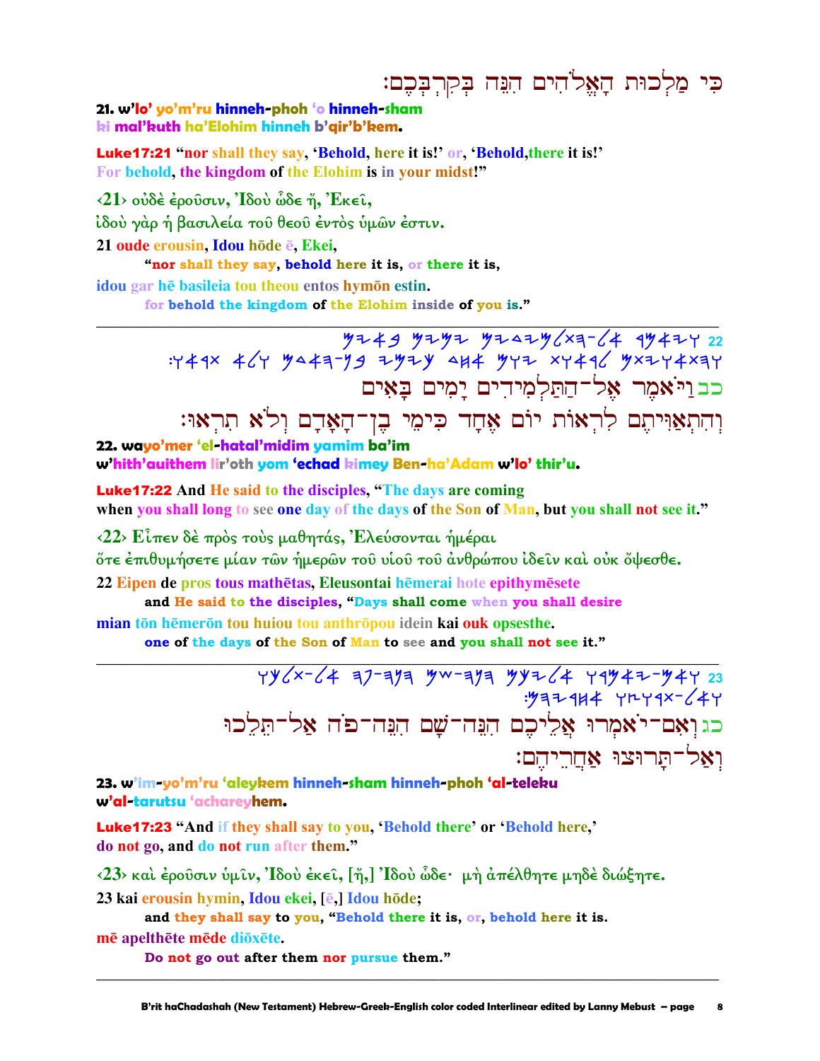כִּי מַלְכוּת הָאֱלֹהִים הִנֵּה בְּקִרְבְּכֶם׃

**21. w'lo' yo'm'ru hinneh-phoh 'o hinneh-sham ki mal'kuth ha'Elohim hinneh b'qir'b'kem.**

**Luke17:21** "nor shall they say, 'Behold, here it is!' or, 'Behold,there it is!' For behold, the kingdom of the Elohim is in your midst!"

‹21› οὐδὲ ἐροῦσιν, Ἰδοὺ ὧδε ἤ, Ἐκεῖ, ἰδοὺ γὰρ ἡ βασιλεία τοῦ θεοῦ ἐντὸς ὑμῶν ἐστιν.

21 oude erousin, Idou hōde ē, Ekei,
"nor shall they say, behold here it is, or there it is,
idou gar hē basileia tou theou entos hymōn estin.
for behold the kingdom of the Elohim inside of you is."

---

כב וַיֹּאמֶר אֶל־הַתַּלְמִידִים יָמִים בָּאִים
וְהִתְאַוִּיתֶם לִרְאוֹת יוֹם אֶחָד כִּימֵי בֶן־הָאָדָם וְלֹא תִרְאוּ׃

**22. wayo'mer 'el-hatal'midim yamim ba'im w'hith'auithem lir'oth yom 'echad kimey Ben-ha'Adam w'lo' thir'u.**

**Luke17:22** And He said to the disciples, "The days are coming when you shall long to see one day of the days of the Son of Man, but you shall not see it."

‹22› Εἶπεν δὲ πρὸς τοὺς μαθητάς, Ἐλεύσονται ἡμέραι ὅτε ἐπιθυμήσετε μίαν τῶν ἡμερῶν τοῦ υἱοῦ τοῦ ἀνθρώπου ἰδεῖν καὶ οὐκ ὄψεσθε.

22 Eipen de pros tous mathētas, Eleusontai hēmerai hote epithymēsete
and He said to the disciples, "Days shall come when you shall desire
mian tōn hēmerōn tou huiou tou anthrōpou idein kai ouk opsesthe.
one of the days of the Son of Man to see and you shall not see it."

---

כג וְאִם־יֹאמְרוּ אֲלֵיכֶם הִנֵּה־שָׁם הִנֵּה־פֹה אַל־תֵּלֵכוּ
וְאַל־תָּרוּצוּ אַחֲרֵיהֶם׃

**23. w'im-yo'm'ru 'aleykem hinneh-sham hinneh-phoh 'al-teleku w'al-tarutsu 'achareyhem.**

**Luke17:23** "And if they shall say to you, 'Behold there' or 'Behold here,' do not go, and do not run after them."

‹23› καὶ ἐροῦσιν ὑμῖν, Ἰδοὺ ἐκεῖ, [ἤ,] Ἰδοὺ ὧδε· μὴ ἀπέλθητε μηδὲ διώξητε.

23 kai erousin hymin, Idou ekei, [ē,] Idou hōde;
and they shall say to you, "Behold there it is, or, behold here it is.
mē apelthēte mēde diōxēte.
Do not go out after them nor pursue them."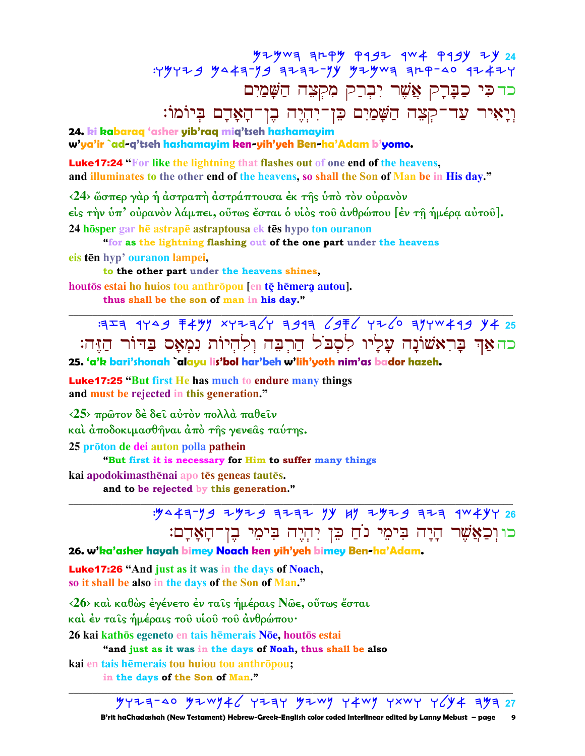כד כִּי כַבָּרָק אֲשֶׁר יִבְרַק מִקְצֵה הַשָּׁמַיִם
וְיָאִיר עַד־קְצֵה הַשָּׁמַיִם כֵּן־יִהְיֶה בֶן־הָאָדָם בְּיוֹמוֹ׃

**24. ki kabaraq 'asher yib'raq miq'tseh hashamayim**
**w'ya'ir `ad-q'tseh hashamayim ken-yih'yeh Ben-ha'Adam b'yomo.**

**Luke17:24** "For like the lightning that flashes out of one end of the heavens,
and illuminates to the other end of the heavens, so shall the Son of Man be in His day."

‹24› ὥσπερ γὰρ ἡ ἀστραπὴ ἀστράπτουσα ἐκ τῆς ὑπὸ τὸν οὐρανὸν
εἰς τὴν ὑπ' οὐρανὸν λάμπει, οὕτως ἔσται ὁ υἱὸς τοῦ ἀνθρώπου [ἐν τῇ ἡμέρᾳ αὐτοῦ].

24 hōsper gar hē astrapē astraptousa ek tēs hypo ton ouranon
"for as the lightning flashing out of the one part under the heavens
eis tēn hyp' ouranon lampei,
to the other part under the heavens shines,
houtōs estai ho huios tou anthrōpou [en tē hēmerą autou].
thus shall be the son of man in his day."

---

כה אַךְ בָּרִאשׁוֹנָה עָלָיו לִסְבֹּל הַרְבֵּה וְלִהְיוֹת נִמְאָס בַּדּוֹר הַזֶּה׃

**25. 'a'k bari'shonah `alayu lis'bol har'beh w'lih'yoth nim'as bador hazeh.**

**Luke17:25** "But first He has much to endure many things
and must be rejected in this generation."

‹25› πρῶτον δὲ δεῖ αὐτὸν πολλὰ παθεῖν
καὶ ἀποδοκιμασθῆναι ἀπὸ τῆς γενεᾶς ταύτης.

25 prōton de dei auton polla pathein
"But first it is necessary for Him to suffer many things
kai apodokimasthēnai apo tēs geneas tautēs.
and to be rejected by this generation."

---

כו וְכַאֲשֶׁר הָיָה בִּימֵי נֹחַ כֵּן יִהְיֶה בִּימֵי בֶן־הָאָדָם׃

**26. w'ka'asher hayah bimey Noach ken yih'yeh bimey Ben-ha'Adam.**

**Luke17:26** "And just as it was in the days of Noach,
so it shall be also in the days of the Son of Man."

‹26› καὶ καθὼς ἐγένετο ἐν ταῖς ἡμέραις Νῶε, οὕτως ἔσται
καὶ ἐν ταῖς ἡμέραις τοῦ υἱοῦ τοῦ ἀνθρώπου·

26 kai kathōs egeneto en tais hēmerais Nōe, houtōs estai
"and just as it was in the days of Noah, thus shall be also
kai en tais hēmerais tou huiou tou anthrōpou;
in the days of the Son of Man."

---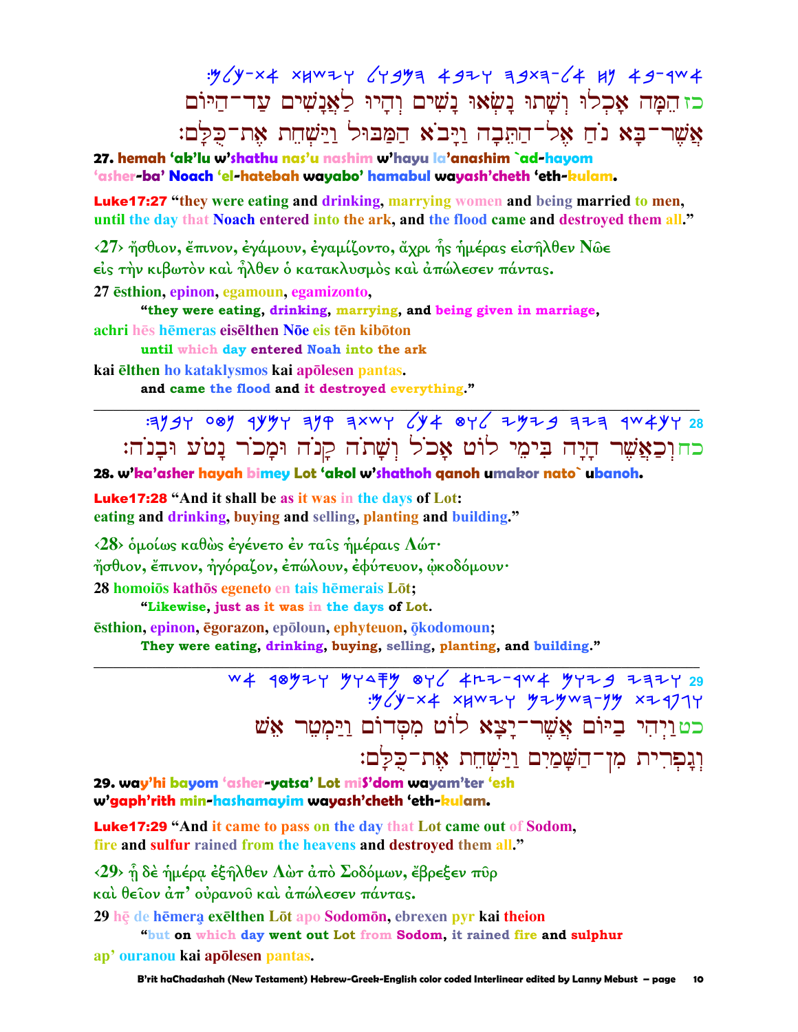:ם‎כלם‎-את‎ ושחת‎ המבול‎ ויבא‎ התבה‎-אל‎ נח‎ בא‎-אשר

כז הֵמָּה אָכְלוּ וְשָׁתוּ נָשְׂאוּ נָשִׁים וְהָיוּ לַאֲנָשִׁים עַד־הַיּוֹם
אֲשֶׁר־בָּא נֹחַ אֶל־הַתֵּבָה וַיָּבֹא הַמַּבּוּל וַיַּשְׁחֵת אֶת־כֻּלָּם׃

**27. hemah 'ak'lu w'shathu nas'u nashim w'hayu la'anashim `ad-hayom 'asher-ba' Noach 'el-hatebah wayabo' hamabul wayash'cheth 'eth-kulam.**

**Luke17:27 "they were eating and drinking, marrying women and being married to men, until the day that Noach entered into the ark, and the flood came and destroyed them all."**

‹27› ἤσθιον, ἔπινον, ἐγάμουν, ἐγαμίζοντο, ἄχρι ἧς ἡμέρας εἰσῆλθεν Νῶε εἰς τὴν κιβωτὸν καὶ ἦλθεν ὁ κατακλυσμὸς καὶ ἀπώλεσεν πάντας.

27 ēsthion, epinon, egamoun, egamizonto,
**"they were eating, drinking, marrying, and being given in marriage,**
achri hēs hēmeras eisēlthen Nōe eis tēn kibōton
**until which day entered Noah into the ark**
kai ēlthen ho kataklysmos kai apōlesen pantas.
**and came the flood and it destroyed everything."**

---

כח וְכַאֲשֶׁר הָיָה בִּימֵי לוֹט אָכֹל וְשָׁתֹה קָנֹה וּמָכֹר נָטֹעַ וּבָנֹה׃

**28. w'ka'asher hayah bimey Lot 'akol w'shathoh qanoh umakor nato` ubanoh.**

**Luke17:28 "And it shall be as it was in the days of Lot: eating and drinking, buying and selling, planting and building."**

‹28› ὁμοίως καθὼς ἐγένετο ἐν ταῖς ἡμέραις Λώτ· ἤσθιον, ἔπινον, ἠγόραζον, ἐπώλουν, ἐφύτευον, ᾠκοδόμουν·

28 homoiōs kathōs egeneto en tais hēmerais Lōt;
**"Likewise, just as it was in the days of Lot.**
ēsthion, epinon, ēgorazon, epōloun, ephyteuon, ōkodomoun;
**They were eating, drinking, buying, selling, planting, and building."**

---

כט וַיְהִי בַּיּוֹם אֲשֶׁר־יָצָא לוֹט מִסְּדוֹם וַיַּמְטֵר אֵשׁ
וְגָפְרִית מִן־הַשָּׁמַיִם וַיַּשְׁחֵת אֶת־כֻּלָּם׃

**29. way'hi bayom 'asher-yatsa' Lot miS'dom wayam'ter 'esh w'gaph'rith min-hashamayim wayash'cheth 'eth-kulam.**

**Luke17:29 "And it came to pass on the day that Lot came out of Sodom, fire and sulfur rained from the heavens and destroyed them all."**

‹29› ᾗ δὲ ἡμέρᾳ ἐξῆλθεν Λὼτ ἀπὸ Σοδόμων, ἔβρεξεν πῦρ καὶ θεῖον ἀπ' οὐρανοῦ καὶ ἀπώλεσεν πάντας.

29 hē de hēmerą exēlthen Lōt apo Sodomōn, ebrexen pyr kai theion
**"but on which day went out Lot from Sodom, it rained fire and sulphur**
ap' ouranou kai apōlesen pantas.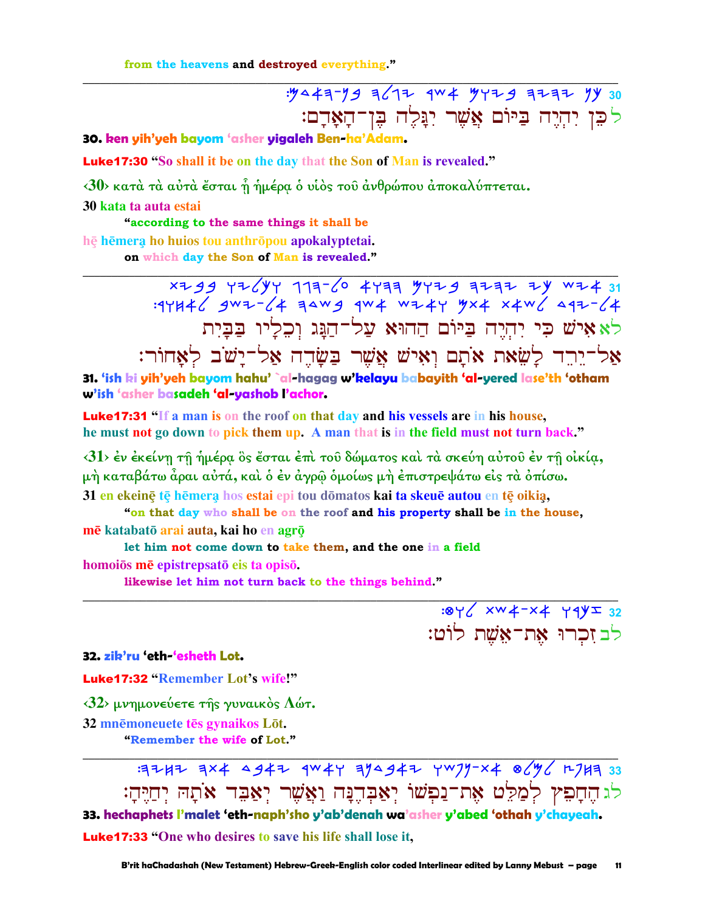from the heavens and destroyed everything."

---

30 ꓘꓘ ... (Paleo-Hebrew)

לכֵן יִהְיֶה בַּיּוֹם אֲשֶׁר יִגָּלֶה בֶּן־הָאָדָם׃

**30. ken yih'yeh bayom 'asher yigaleh Ben-ha'Adam.**

**Luke17:30 "So shall it be on the day that the Son of Man is revealed."**

‹30› κατὰ τὰ αὐτὰ ἔσται ᾗ ἡμέρᾳ ὁ υἱὸς τοῦ ἀνθρώπου ἀποκαλύπτεται.

30 kata ta auta estai
"according to the same things it shall be
hē hēmerą ho huios tou anthrōpou apokalyptetai.
on which day the Son of Man is revealed."

---

לא אִישׁ כִּי יִהְיֶה בַּיּוֹם הַהוּא עַל־הַגָּג וְכֵלָיו בַּבַּיִת אַל־יֵרֵד לָשֵׂאת אֹתָם וְאִישׁ אֲשֶׁר בַּשָּׂדֶה אַל־יָשֹׁב לְאָחוֹר׃

**31. 'ish ki yih'yeh bayom hahu' `al-hagag w'kelayu babayith 'al-yered lase'th 'otham w'ish 'asher basadeh 'al-yashob l'achor.**

**Luke17:31 "If a man is on the roof on that day and his vessels are in his house, he must not go down to pick them up. A man that is in the field must not turn back."**

‹31› ἐν ἐκείνῃ τῇ ἡμέρᾳ ὃς ἔσται ἐπὶ τοῦ δώματος καὶ τὰ σκεύη αὐτοῦ ἐν τῇ οἰκίᾳ, μὴ καταβάτω ἆραι αὐτά, καὶ ὁ ἐν ἀγρῷ ὁμοίως μὴ ἐπιστρεψάτω εἰς τὰ ὀπίσω.

31 en ekeinē tē hēmerą hos estai epi tou dōmatos kai ta skeuē autou en tē oikią,
"on that day who shall be on the roof and his property shall be in the house,
mē katabatō arai auta, kai ho en agrō
let him not come down to take them, and the one in a field
homoiōs mē epistrepsatō eis ta opisō.
likewise let him not turn back to the things behind."

---

לב זִכְרוּ אֶת־אֵשֶׁת לוֹט׃

**32. zik'ru 'eth-'esheth Lot.**

**Luke17:32 "Remember Lot's wife!"**

‹32› μνημονεύετε τῆς γυναικὸς Λώτ.

32 mnēmoneuete tēs gynaikos Lōt.
"Remember the wife of Lot."

---

לג הֶחָפֵץ לְמַלֵּט אֶת־נַפְשׁוֹ יְאַבְּדֶנָּה וַאֲשֶׁר יְאַבֵּד אֹתָהּ יְחַיֶּהָ׃

**33. hechaphets l'malet 'eth-naph'sho y'ab'denah wa'asher y'abed 'othah y'chayeah.**

**Luke17:33 "One who desires to save his life shall lose it,**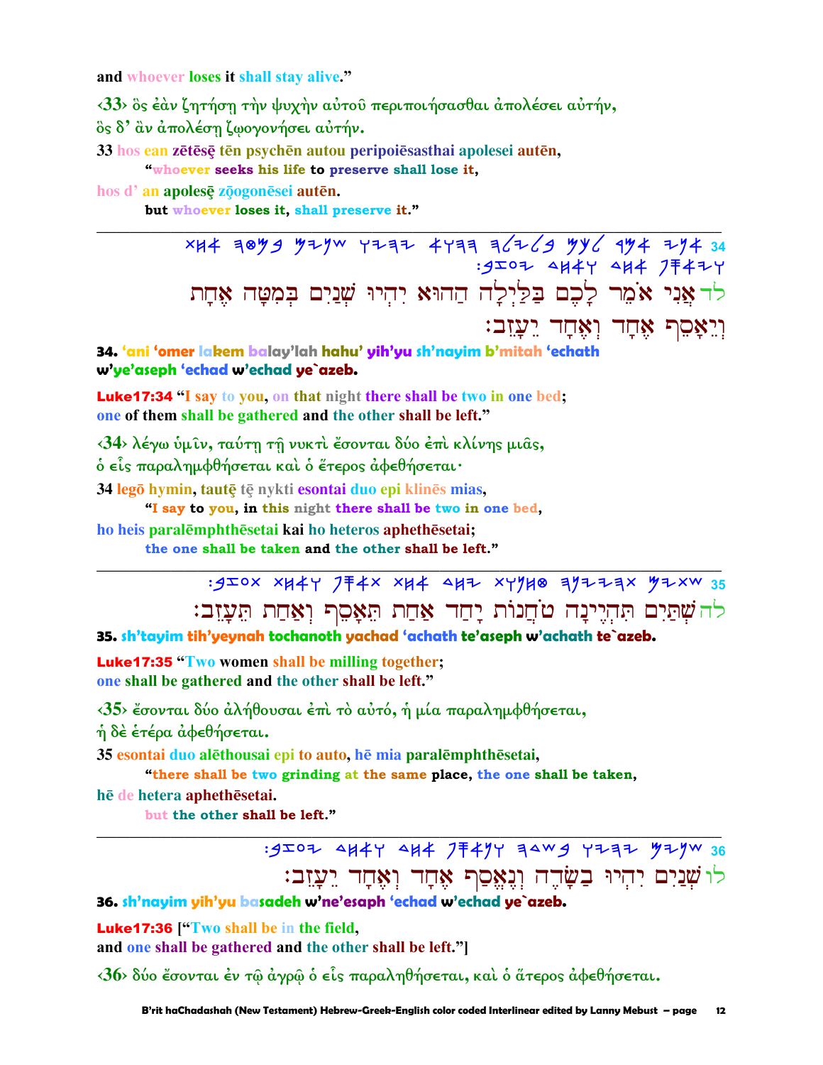and whoever loses it shall stay alive."

‹33› ὃς ἐὰν ζητήσῃ τὴν ψυχὴν αὐτοῦ περιποιήσασθαι ἀπολέσει αὐτήν,
ὃς δ' ἂν ἀπολέσῃ ζῳογονήσει αὐτήν.

33 hos ean zētēsē tēn psychēn autou peripoiēsasthai apolesei autēn,
"whoever seeks his life to preserve shall lose it,

hos d' an apolesē zōogonēsei autēn.
but whoever loses it, shall preserve it."

---

34 לד אֲנִי אֹמֵר לָכֶם בַּלַּיְלָה הַהוּא יִהְיוּ שְׁנַיִם בְּמִטָּה אֶחָת
וְיֵאָסֵף אֶחָד וְאֶחָד יֵעָזֵב׃

**34. 'ani 'omer lakem balay'lah hahu' yih'yu sh'nayim b'mitah 'echath w'ye'aseph 'echad w'echad ye`azeb.**

**Luke17:34 "I say to you, on that night there shall be two in one bed;
one of them shall be gathered and the other shall be left."**

‹34› λέγω ὑμῖν, ταύτῃ τῇ νυκτὶ ἔσονται δύο ἐπὶ κλίνης μιᾶς,
ὁ εἷς παραλημφθήσεται καὶ ὁ ἕτερος ἀφεθήσεται·

34 legō hymin, tautē tē nykti esontai duo epi klinēs mias,
"I say to you, in this night there shall be two in one bed,

ho heis paralēmphthēsetai kai ho heteros aphethēsetai;
the one shall be taken and the other shall be left."

---

35 לה שְׁתַּיִם תִּהְיֶינָה טֹחֲנוֹת יָחַד אַחַת תֵּאָסֵף וְאַחַת תֵּעָזֵב׃

**35. sh'tayim tih'yeynah tochanoth yachad 'achath te'aseph w'achath te`azeb.**

**Luke17:35 "Two women shall be milling together;
one shall be gathered and the other shall be left."**

‹35› ἔσονται δύο ἀλήθουσαι ἐπὶ τὸ αὐτό, ἡ μία παραλημφθήσεται,
ἡ δὲ ἑτέρα ἀφεθήσεται.

35 esontai duo alēthousai epi to auto, hē mia paralēmphthēsetai,
"there shall be two grinding at the same place, the one shall be taken,

hē de hetera aphethēsetai.
but the other shall be left."

---

36 לו שְׁנַיִם יִהְיוּ בַשָּׂדֶה וְנֶאֱסַף אֶחָד וְאֶחָד יֵעָזֵב׃

**36. sh'nayim yih'yu basadeh w'ne'esaph 'echad w'echad ye`azeb.**

**Luke17:36 ["Two shall be in the field,
and one shall be gathered and the other shall be left."]**

‹36› δύο ἔσονται ἐν τῷ ἀγρῷ ὁ εἷς παραληθήσεται, καὶ ὁ ἄτερος ἀφεθήσεται.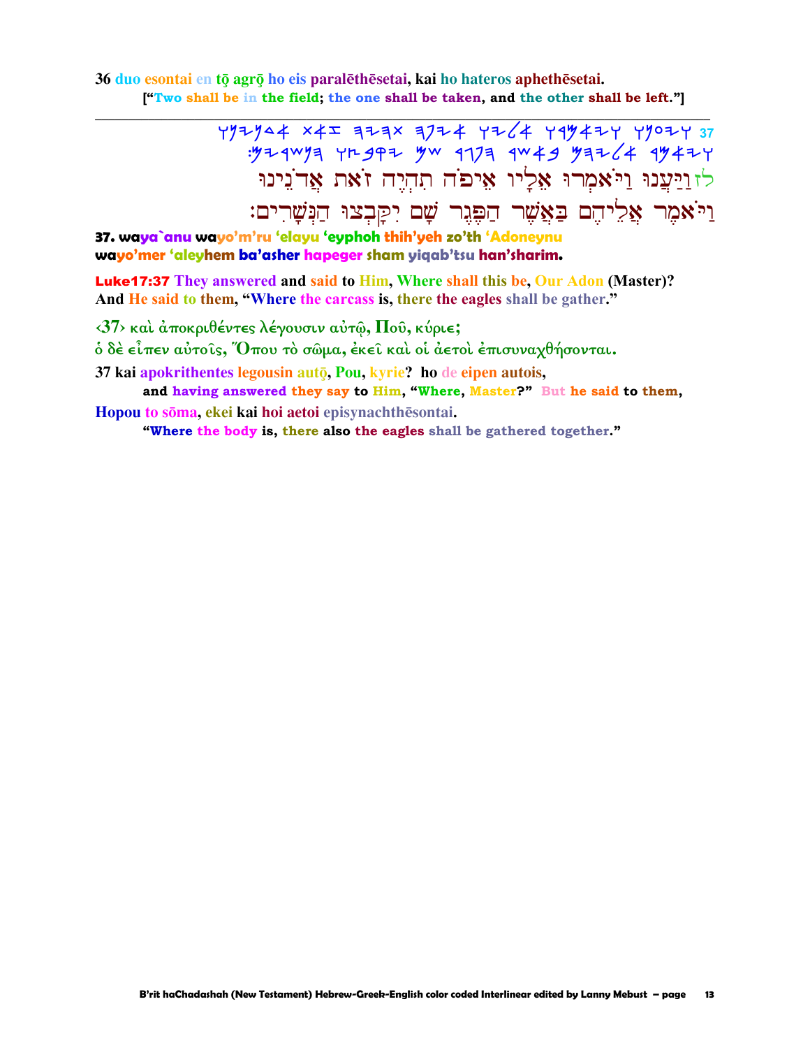36 duo esontai en tō agrō ho eis paralēthēsetai, kai ho hateros aphethēsetai.
["Two shall be in the field; the one shall be taken, and the other shall be left."]

---

לזוַיַּעֲנוּ וַיֹּאמְרוּ אֵלָיו אֵיפֹה תִּהְיֶה זֹאת אֲדֹנֵינוּ
וַיֹּאמֶר אֲלֵיהֶם בַּאֲשֶׁר הַפֶּגֶר שָׁם יִקָּבְצוּ הַנְּשָׁרִים׃

**37. waya`anu wayo'm'ru 'elayu 'eyphoh thih'yeh zo'th 'Adoneynu wayo'mer 'aleyhem ba'asher hapeger sham yiqab'tsu han'sharim.**

**Luke17:37** They answered and said to Him, Where shall this be, Our Adon (Master)? And He said to them, "Where the carcass is, there the eagles shall be gather."

‹37› καὶ ἀποκριθέντες λέγουσιν αὐτῷ, Ποῦ, κύριε;
ὁ δὲ εἶπεν αὐτοῖς, Ὅπου τὸ σῶμα, ἐκεῖ καὶ οἱ ἀετοὶ ἐπισυναχθήσονται.

37 kai apokrithentes legousin autō, Pou, kyrie? ho de eipen autois,
and having answered they say to Him, "Where, Master?" But he said to them,
Hopou to sōma, ekei kai hoi aetoi episynachthēsontai.
"Where the body is, there also the eagles shall be gathered together."